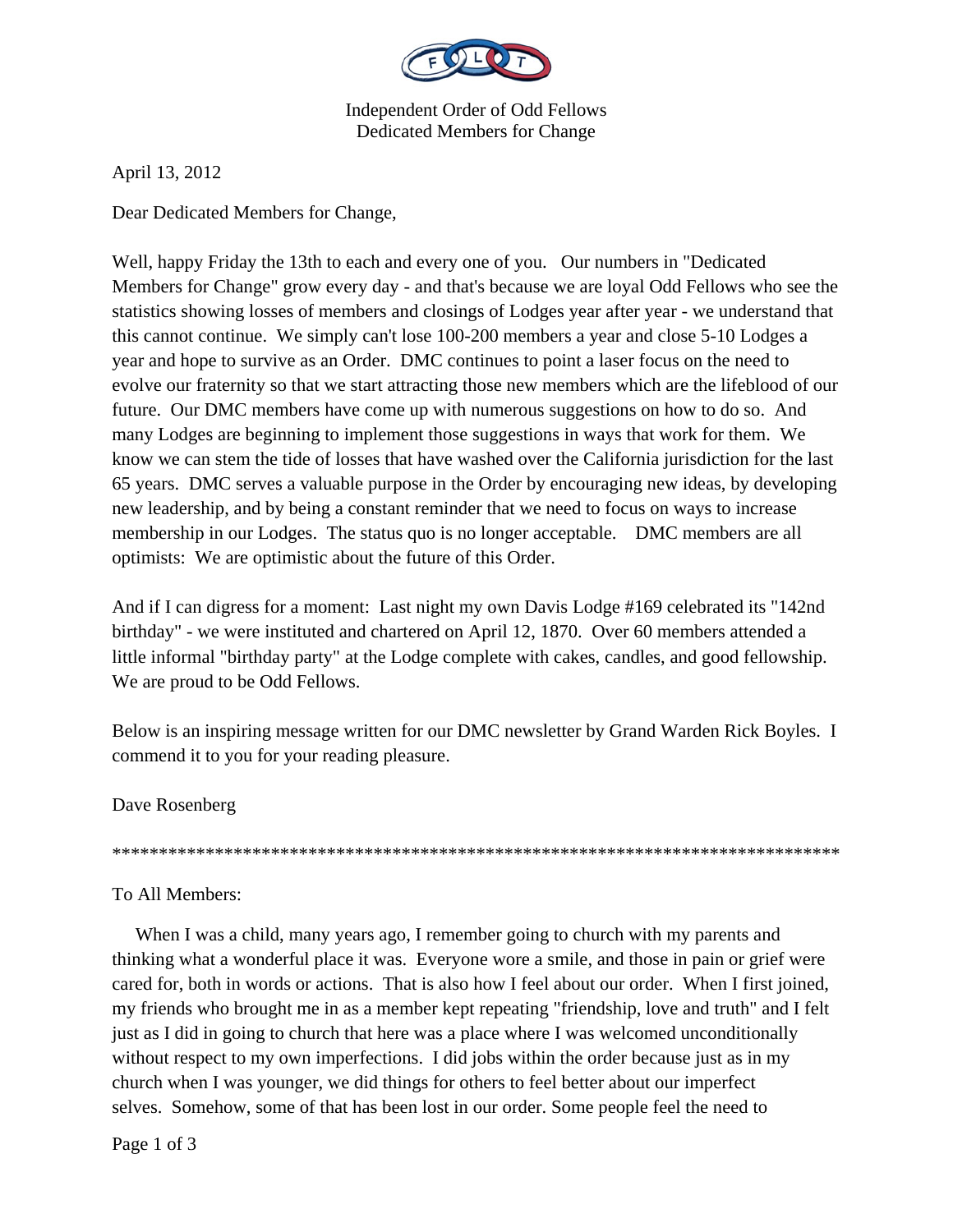Independent Order of Odd Fellows
Dedicated Members for Change

April 13, 2012

Dear Dedicated Members for Change,

Well, happy Friday the 13th to each and every one of you. Our numbers in "Dedicated Members for Change" grow every day - and that's because we are loyal Odd Fellows who see the statistics showing losses of members and closings of Lodges year after year - we understand that this cannot continue. We simply can't lose 100-200 members a year and close 5-10 Lodges a year and hope to survive as an Order. DMC continues to point a laser focus on the need to evolve our fraternity so that we start attracting those new members which are the lifeblood of our future. Our DMC members have come up with numerous suggestions on how to do so. And many Lodges are beginning to implement those suggestions in ways that work for them. We know we can stem the tide of losses that have washed over the California jurisdiction for the last 65 years. DMC serves a valuable purpose in the Order by encouraging new ideas, by developing new leadership, and by being a constant reminder that we need to focus on ways to increase membership in our Lodges. The status quo is no longer acceptable. DMC members are all optimists: We are optimistic about the future of this Order.

And if I can digress for a moment: Last night my own Davis Lodge #169 celebrated its "142nd birthday" - we were instituted and chartered on April 12, 1870. Over 60 members attended a little informal "birthday party" at the Lodge complete with cakes, candles, and good fellowship. We are proud to be Odd Fellows.

Below is an inspiring message written for our DMC newsletter by Grand Warden Rick Boyles. I commend it to you for your reading pleasure.

Dave Rosenberg

*******************************************************************************

To All Members:

When I was a child, many years ago, I remember going to church with my parents and thinking what a wonderful place it was. Everyone wore a smile, and those in pain or grief were cared for, both in words or actions. That is also how I feel about our order. When I first joined, my friends who brought me in as a member kept repeating "friendship, love and truth" and I felt just as I did in going to church that here was a place where I was welcomed unconditionally without respect to my own imperfections. I did jobs within the order because just as in my church when I was younger, we did things for others to feel better about our imperfect selves. Somehow, some of that has been lost in our order. Some people feel the need to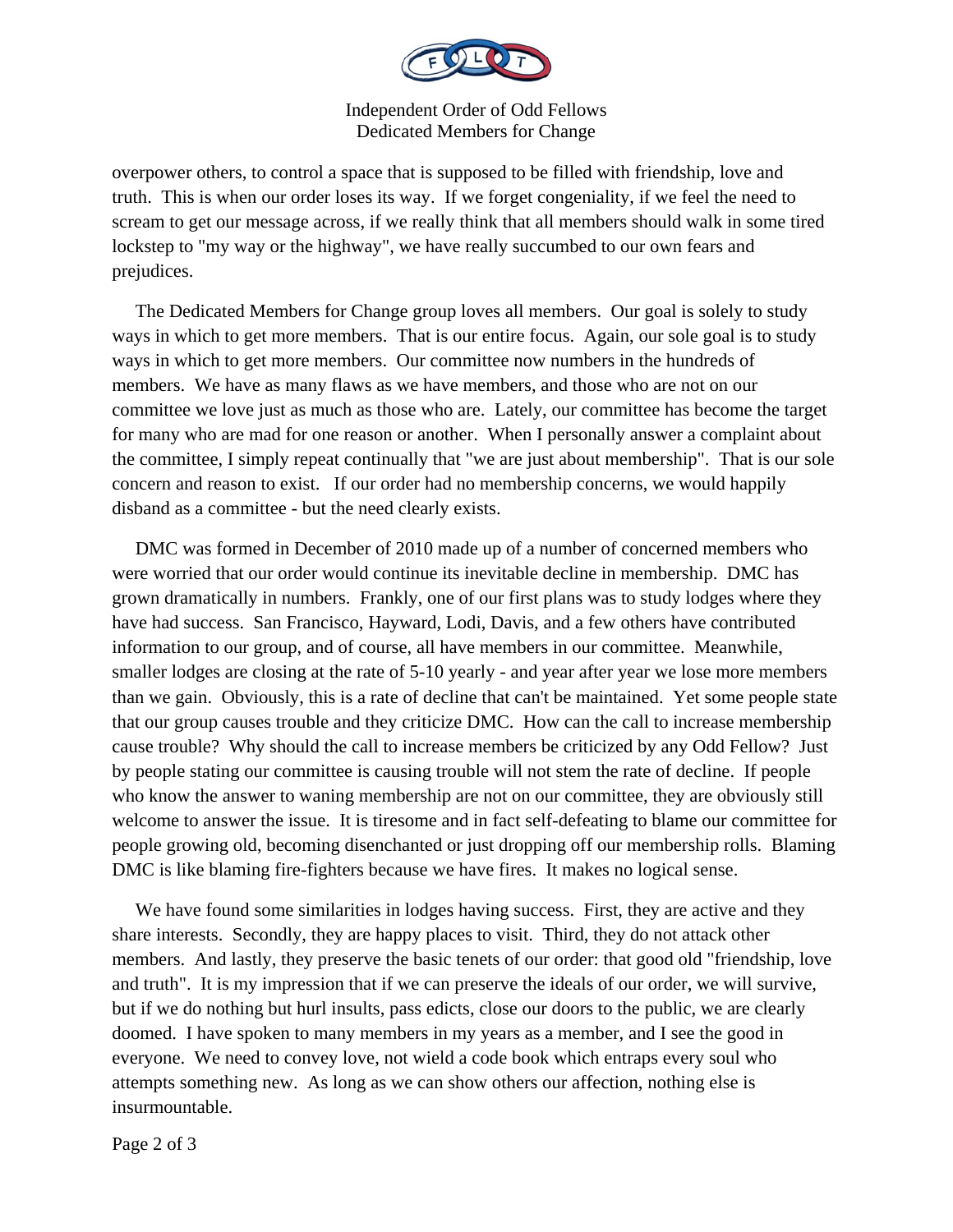overpower others, to control a space that is supposed to be filled with friendship, love and truth. This is when our order loses its way. If we forget congeniality, if we feel the need to scream to get our message across, if we really think that all members should walk in some tired lockstep to "my way or the highway", we have really succumbed to our own fears and prejudices.

The Dedicated Members for Change group loves all members. Our goal is solely to study ways in which to get more members. That is our entire focus. Again, our sole goal is to study ways in which to get more members. Our committee now numbers in the hundreds of members. We have as many flaws as we have members, and those who are not on our committee we love just as much as those who are. Lately, our committee has become the target for many who are mad for one reason or another. When I personally answer a complaint about the committee, I simply repeat continually that "we are just about membership". That is our sole concern and reason to exist. If our order had no membership concerns, we would happily disband as a committee - but the need clearly exists.

DMC was formed in December of 2010 made up of a number of concerned members who were worried that our order would continue its inevitable decline in membership. DMC has grown dramatically in numbers. Frankly, one of our first plans was to study lodges where they have had success. San Francisco, Hayward, Lodi, Davis, and a few others have contributed information to our group, and of course, all have members in our committee. Meanwhile, smaller lodges are closing at the rate of 5-10 yearly - and year after year we lose more members than we gain. Obviously, this is a rate of decline that can't be maintained. Yet some people state that our group causes trouble and they criticize DMC. How can the call to increase membership cause trouble? Why should the call to increase members be criticized by any Odd Fellow? Just by people stating our committee is causing trouble will not stem the rate of decline. If people who know the answer to waning membership are not on our committee, they are obviously still welcome to answer the issue. It is tiresome and in fact self-defeating to blame our committee for people growing old, becoming disenchanted or just dropping off our membership rolls. Blaming DMC is like blaming fire-fighters because we have fires. It makes no logical sense.

We have found some similarities in lodges having success. First, they are active and they share interests. Secondly, they are happy places to visit. Third, they do not attack other members. And lastly, they preserve the basic tenets of our order: that good old "friendship, love and truth". It is my impression that if we can preserve the ideals of our order, we will survive, but if we do nothing but hurl insults, pass edicts, close our doors to the public, we are clearly doomed. I have spoken to many members in my years as a member, and I see the good in everyone. We need to convey love, not wield a code book which entraps every soul who attempts something new. As long as we can show others our affection, nothing else is insurmountable.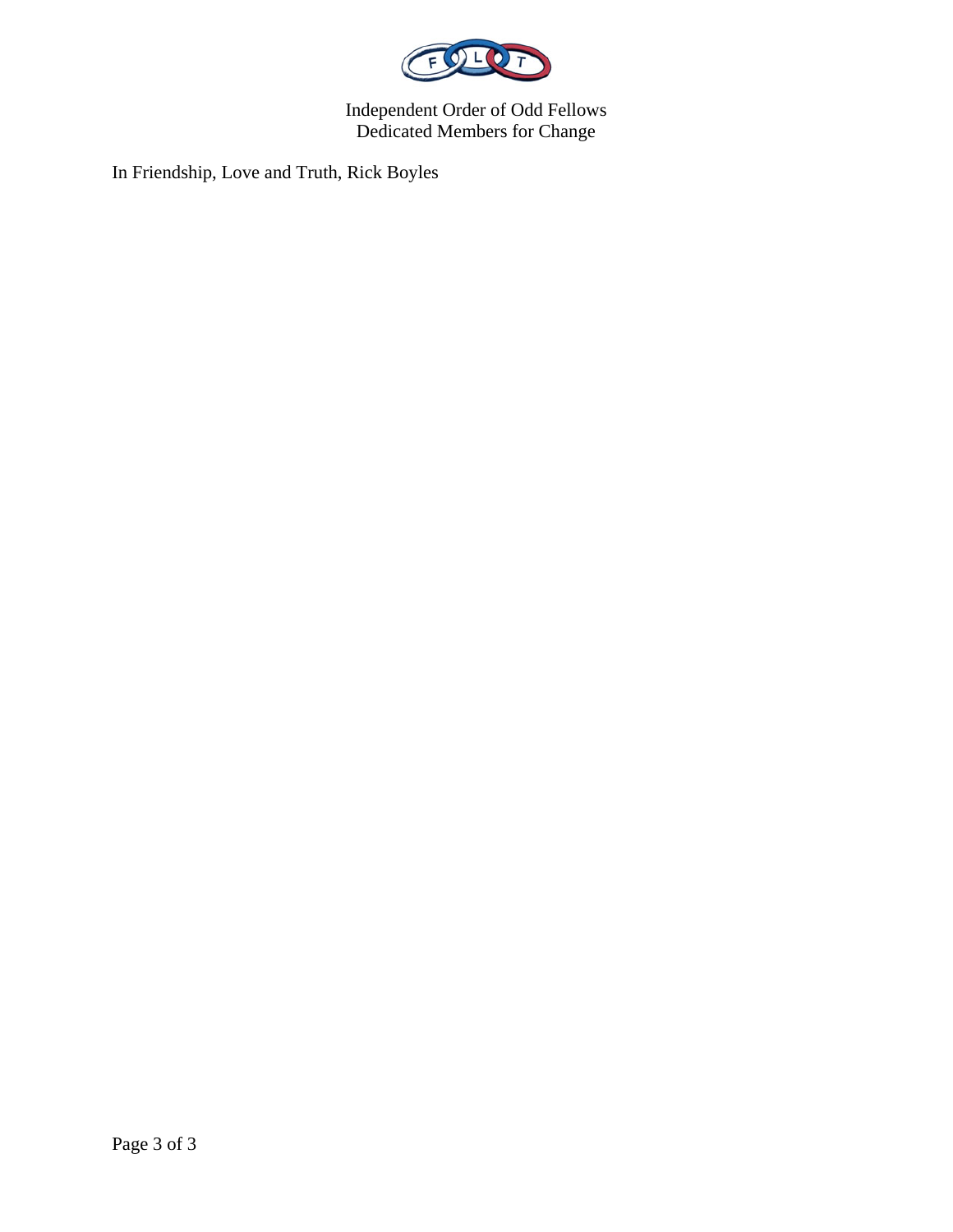In Friendship, Love and Truth, Rick Boyles